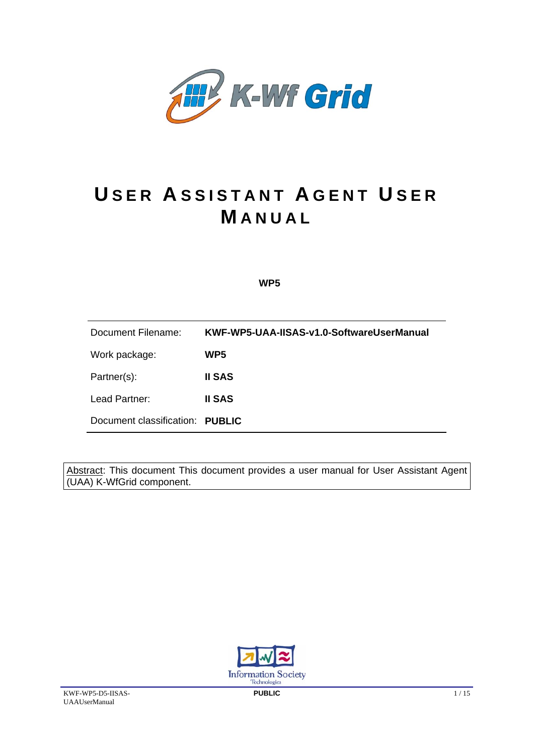# USER ASSISTANT AGENT USER MANUAL

**WP5**

| | |
|---|---|
| Document Filename: | **KWF-WP5-UAA-IISAS-v1.0-SoftwareUserManual** |
| Work package: | **WP5** |
| Partner(s): | **II SAS** |
| Lead Partner: | **II SAS** |
| Document classification: | **PUBLIC** |

Abstract: This document This document provides a user manual for User Assistant Agent (UAA) K-WfGrid component.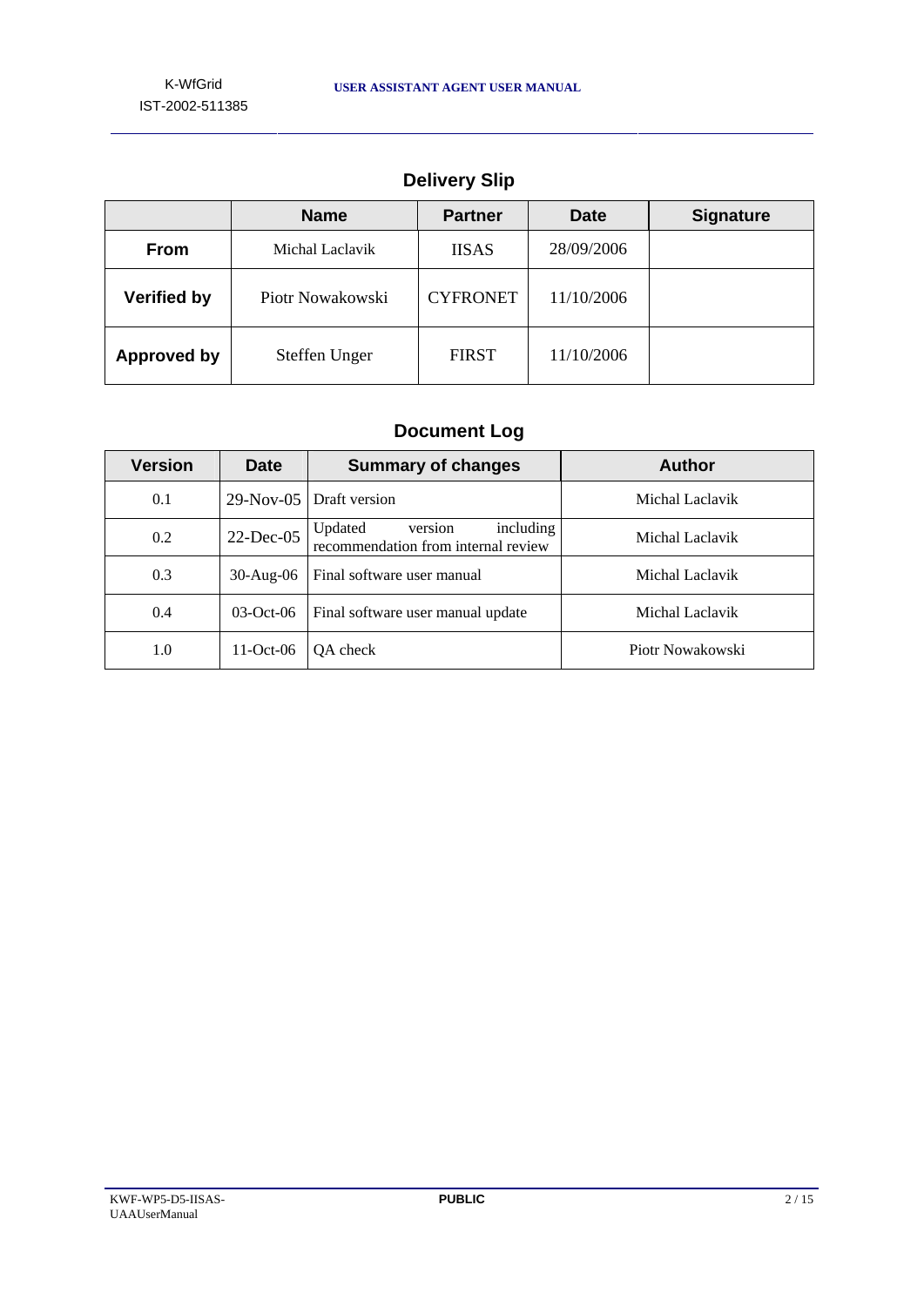## Delivery Slip

| | Name | Partner | Date | Signature |
|---|---|---|---|---|
| **From** | Michal Laclavik | IISAS | 28/09/2006 | |
| **Verified by** | Piotr Nowakowski | CYFRONET | 11/10/2006 | |
| **Approved by** | Steffen Unger | FIRST | 11/10/2006 | |

## Document Log

| Version | Date | Summary of changes | Author |
|---|---|---|---|
| 0.1 | 29-Nov-05 | Draft version | Michal Laclavik |
| 0.2 | 22-Dec-05 | Updated version including recommendation from internal review | Michal Laclavik |
| 0.3 | 30-Aug-06 | Final software user manual | Michal Laclavik |
| 0.4 | 03-Oct-06 | Final software user manual update | Michal Laclavik |
| 1.0 | 11-Oct-06 | QA check | Piotr Nowakowski |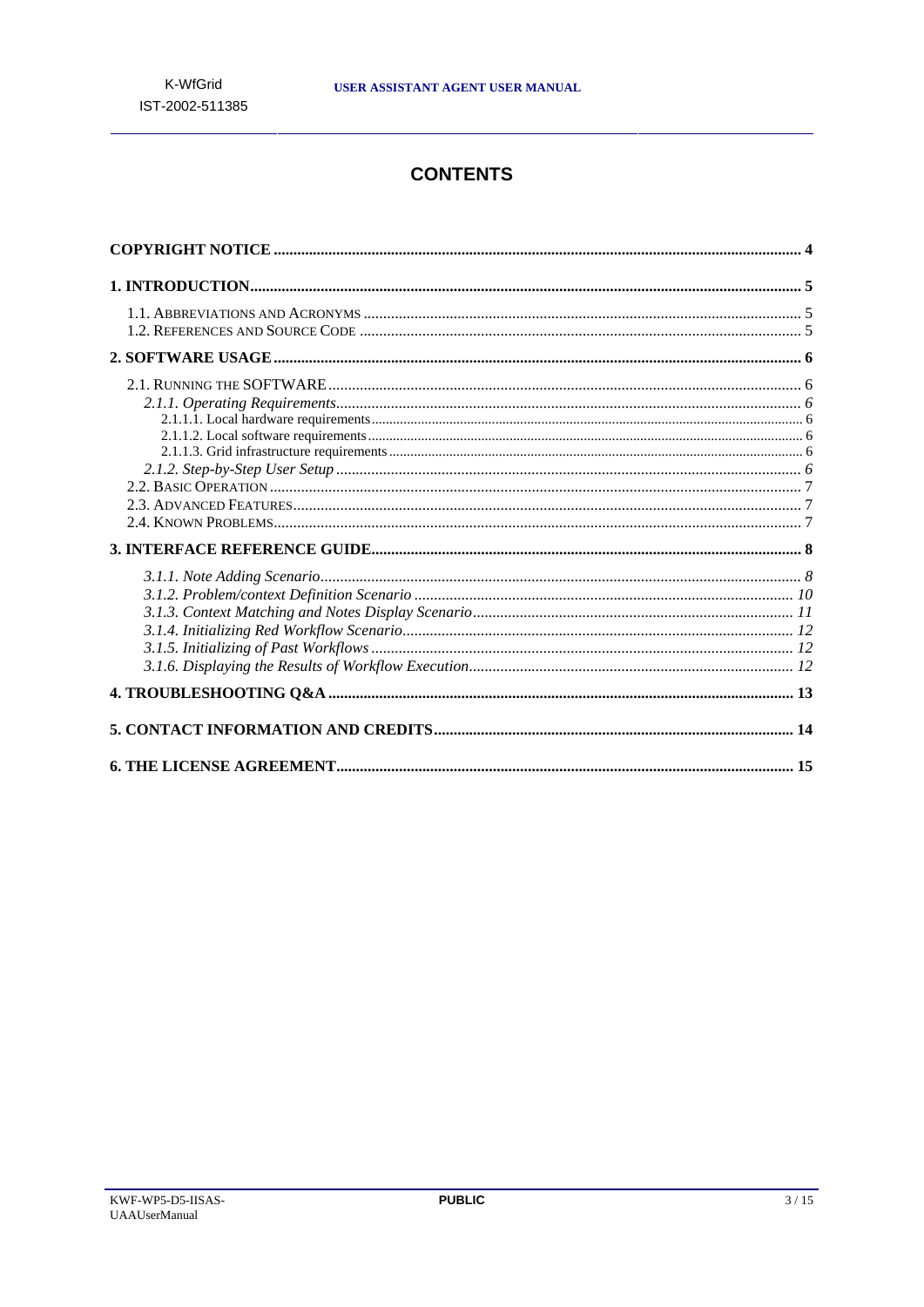# CONTENTS

| | |
|---|---|
| **COPYRIGHT NOTICE** | **4** |
| **1. INTRODUCTION** | **5** |
| 1.1. ABBREVIATIONS AND ACRONYMS | 5 |
| 1.2. REFERENCES AND SOURCE CODE | 5 |
| **2. SOFTWARE USAGE** | **6** |
| 2.1. RUNNING THE SOFTWARE | 6 |
| *2.1.1. Operating Requirements* | *6* |
| 2.1.1.1. Local hardware requirements | 6 |
| 2.1.1.2. Local software requirements | 6 |
| 2.1.1.3. Grid infrastructure requirements | 6 |
| *2.1.2. Step-by-Step User Setup* | *6* |
| 2.2. BASIC OPERATION | 7 |
| 2.3. ADVANCED FEATURES | 7 |
| 2.4. KNOWN PROBLEMS | 7 |
| **3. INTERFACE REFERENCE GUIDE** | **8** |
| *3.1.1. Note Adding Scenario* | *8* |
| *3.1.2. Problem/context Definition Scenario* | *10* |
| *3.1.3. Context Matching and Notes Display Scenario* | *11* |
| *3.1.4. Initializing Red Workflow Scenario* | *12* |
| *3.1.5. Initializing of Past Workflows* | *12* |
| *3.1.6. Displaying the Results of Workflow Execution* | *12* |
| **4. TROUBLESHOOTING Q&A** | **13** |
| **5. CONTACT INFORMATION AND CREDITS** | **14** |
| **6. THE LICENSE AGREEMENT** | **15** |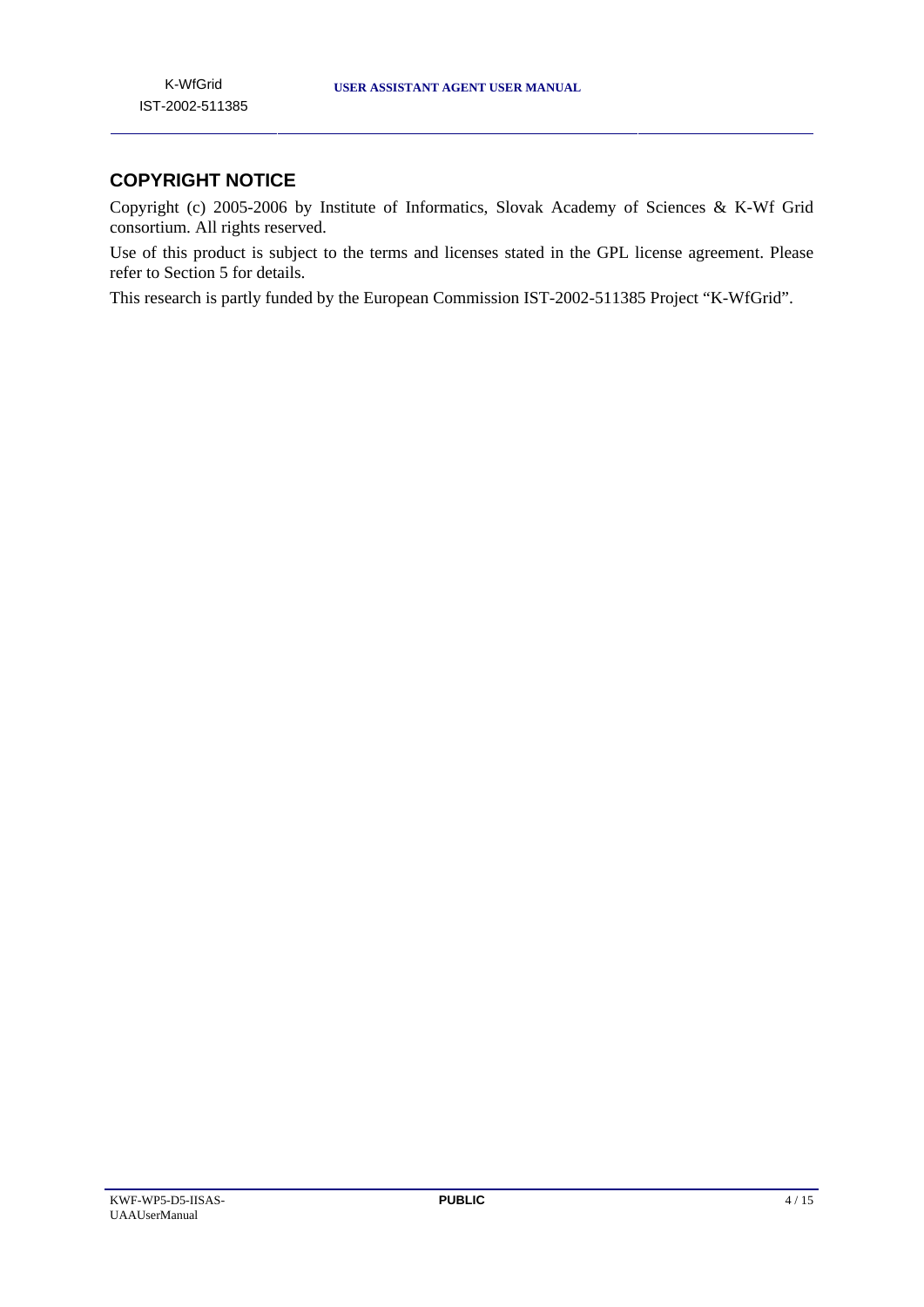## COPYRIGHT NOTICE

Copyright (c) 2005-2006 by Institute of Informatics, Slovak Academy of Sciences & K-Wf Grid consortium. All rights reserved.

Use of this product is subject to the terms and licenses stated in the GPL license agreement. Please refer to Section 5 for details.

This research is partly funded by the European Commission IST-2002-511385 Project "K-WfGrid".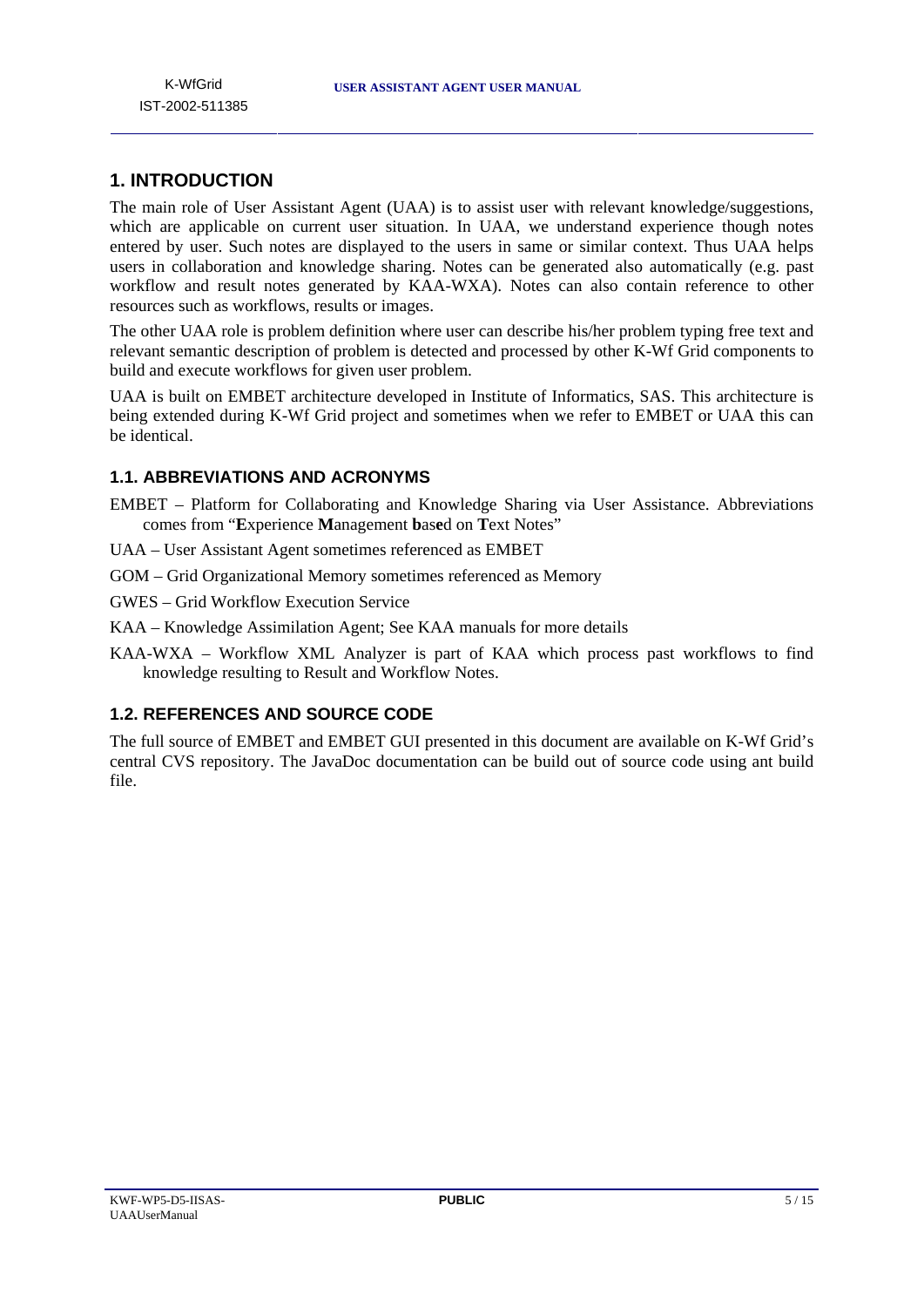# 1. INTRODUCTION

The main role of User Assistant Agent (UAA) is to assist user with relevant knowledge/suggestions, which are applicable on current user situation. In UAA, we understand experience though notes entered by user. Such notes are displayed to the users in same or similar context. Thus UAA helps users in collaboration and knowledge sharing. Notes can be generated also automatically (e.g. past workflow and result notes generated by KAA-WXA). Notes can also contain reference to other resources such as workflows, results or images.

The other UAA role is problem definition where user can describe his/her problem typing free text and relevant semantic description of problem is detected and processed by other K-Wf Grid components to build and execute workflows for given user problem.

UAA is built on EMBET architecture developed in Institute of Informatics, SAS. This architecture is being extended during K-Wf Grid project and sometimes when we refer to EMBET or UAA this can be identical.

## 1.1. ABBREVIATIONS AND ACRONYMS

EMBET – Platform for Collaborating and Knowledge Sharing via User Assistance. Abbreviations comes from "**E**xperience **M**anagement **b**as**e**d on **T**ext Notes"

UAA – User Assistant Agent sometimes referenced as EMBET

GOM – Grid Organizational Memory sometimes referenced as Memory

GWES – Grid Workflow Execution Service

KAA – Knowledge Assimilation Agent; See KAA manuals for more details

KAA-WXA – Workflow XML Analyzer is part of KAA which process past workflows to find knowledge resulting to Result and Workflow Notes.

## 1.2. REFERENCES AND SOURCE CODE

The full source of EMBET and EMBET GUI presented in this document are available on K-Wf Grid's central CVS repository. The JavaDoc documentation can be build out of source code using ant build file.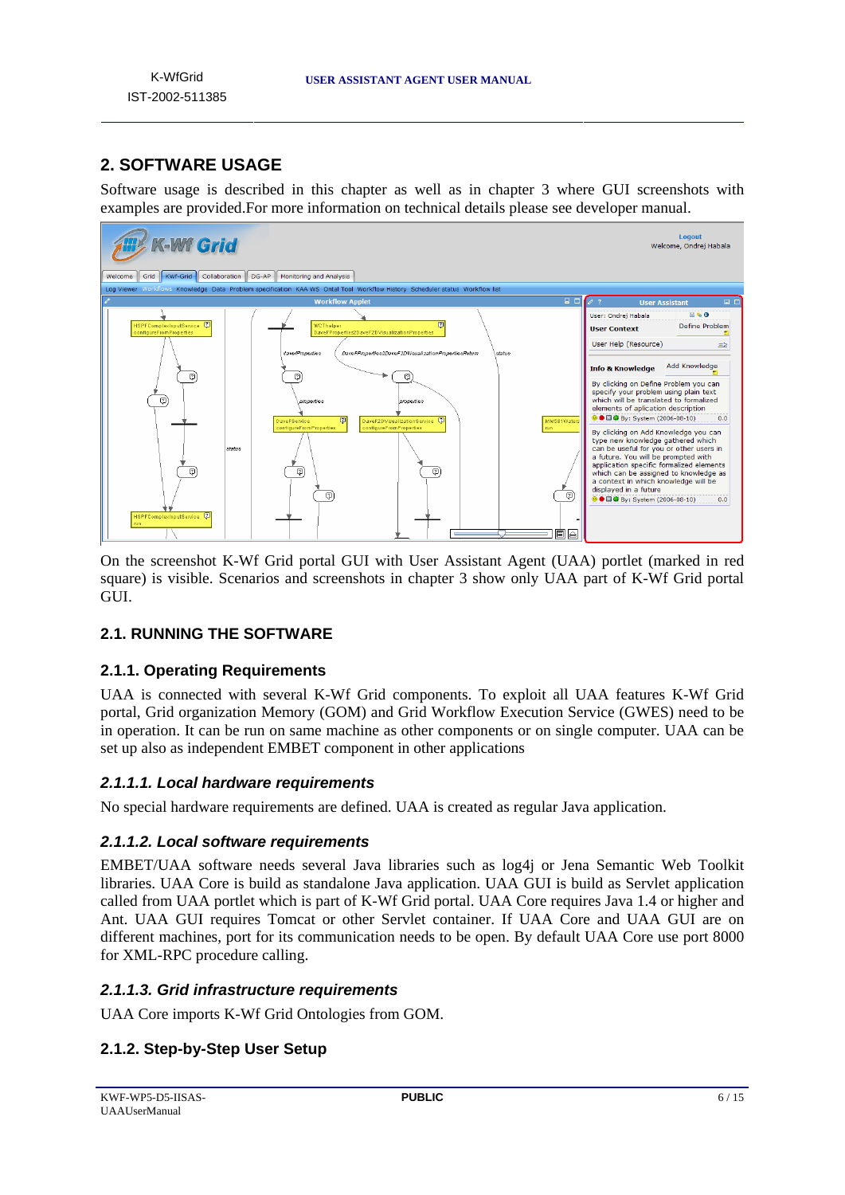## 2. SOFTWARE USAGE

Software usage is described in this chapter as well as in chapter 3 where GUI screenshots with examples are provided.For more information on technical details please see developer manual.

On the screenshot K-Wf Grid portal GUI with User Assistant Agent (UAA) portlet (marked in red square) is visible. Scenarios and screenshots in chapter 3 show only UAA part of K-Wf Grid portal GUI.

### 2.1. RUNNING THE SOFTWARE

#### 2.1.1. Operating Requirements

UAA is connected with several K-Wf Grid components. To exploit all UAA features K-Wf Grid portal, Grid organization Memory (GOM) and Grid Workflow Execution Service (GWES) need to be in operation. It can be run on same machine as other components or on single computer. UAA can be set up also as independent EMBET component in other applications

##### *2.1.1.1. Local hardware requirements*

No special hardware requirements are defined. UAA is created as regular Java application.

##### *2.1.1.2. Local software requirements*

EMBET/UAA software needs several Java libraries such as log4j or Jena Semantic Web Toolkit libraries. UAA Core is build as standalone Java application. UAA GUI is build as Servlet application called from UAA portlet which is part of K-Wf Grid portal. UAA Core requires Java 1.4 or higher and Ant. UAA GUI requires Tomcat or other Servlet container. If UAA Core and UAA GUI are on different machines, port for its communication needs to be open. By default UAA Core use port 8000 for XML-RPC procedure calling.

##### *2.1.1.3. Grid infrastructure requirements*

UAA Core imports K-Wf Grid Ontologies from GOM.

#### 2.1.2. Step-by-Step User Setup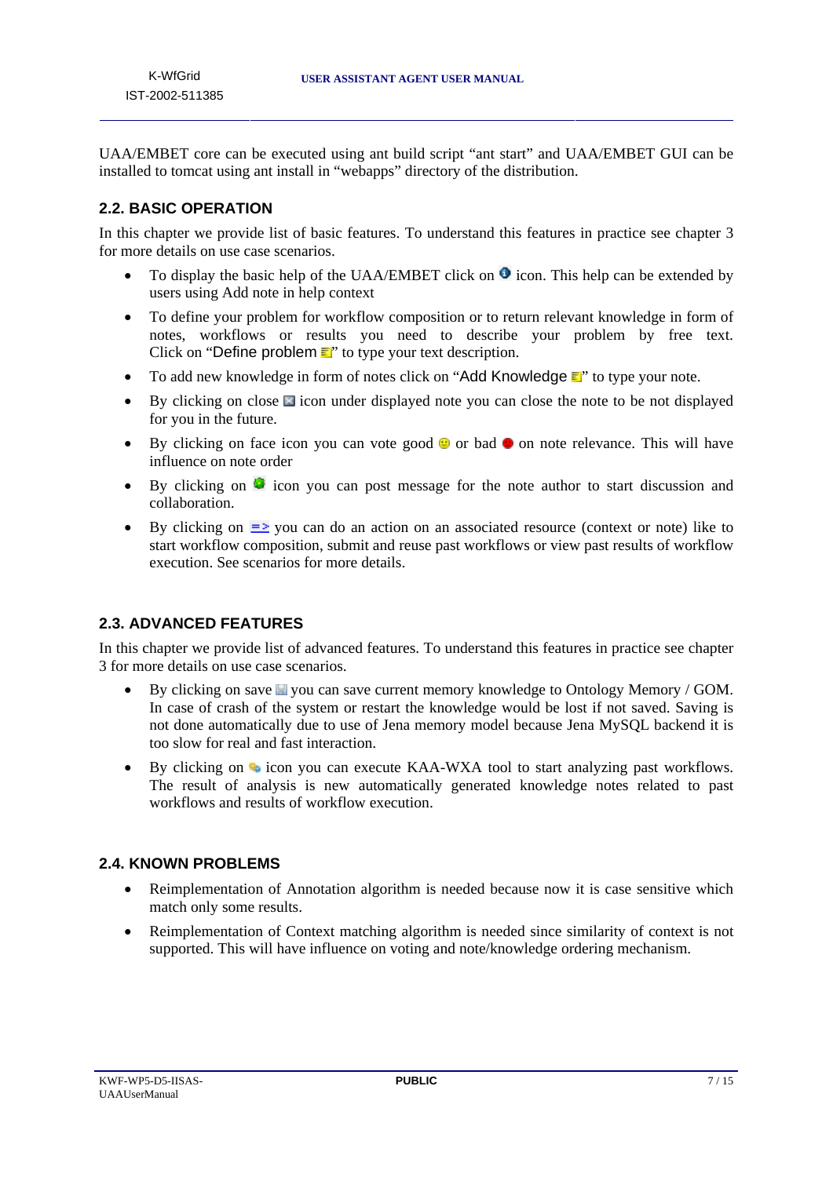UAA/EMBET core can be executed using ant build script “ant start” and UAA/EMBET GUI can be installed to tomcat using ant install in “webapps” directory of the distribution.

## 2.2. BASIC OPERATION

In this chapter we provide list of basic features. To understand this features in practice see chapter 3 for more details on use case scenarios.

- To display the basic help of the UAA/EMBET click on icon. This help can be extended by users using Add note in help context
- To define your problem for workflow composition or to return relevant knowledge in form of notes, workflows or results you need to describe your problem by free text. Click on “Define problem ” to type your text description.
- To add new knowledge in form of notes click on “Add Knowledge ” to type your note.
- By clicking on close icon under displayed note you can close the note to be not displayed for you in the future.
- By clicking on face icon you can vote good or bad on note relevance. This will have influence on note order
- By clicking on icon you can post message for the note author to start discussion and collaboration.
- By clicking on => you can do an action on an associated resource (context or note) like to start workflow composition, submit and reuse past workflows or view past results of workflow execution. See scenarios for more details.

## 2.3. ADVANCED FEATURES

In this chapter we provide list of advanced features. To understand this features in practice see chapter 3 for more details on use case scenarios.

- By clicking on save you can save current memory knowledge to Ontology Memory / GOM. In case of crash of the system or restart the knowledge would be lost if not saved. Saving is not done automatically due to use of Jena memory model because Jena MySQL backend it is too slow for real and fast interaction.
- By clicking on icon you can execute KAA-WXA tool to start analyzing past workflows. The result of analysis is new automatically generated knowledge notes related to past workflows and results of workflow execution.

## 2.4. KNOWN PROBLEMS

- Reimplementation of Annotation algorithm is needed because now it is case sensitive which match only some results.
- Reimplementation of Context matching algorithm is needed since similarity of context is not supported. This will have influence on voting and note/knowledge ordering mechanism.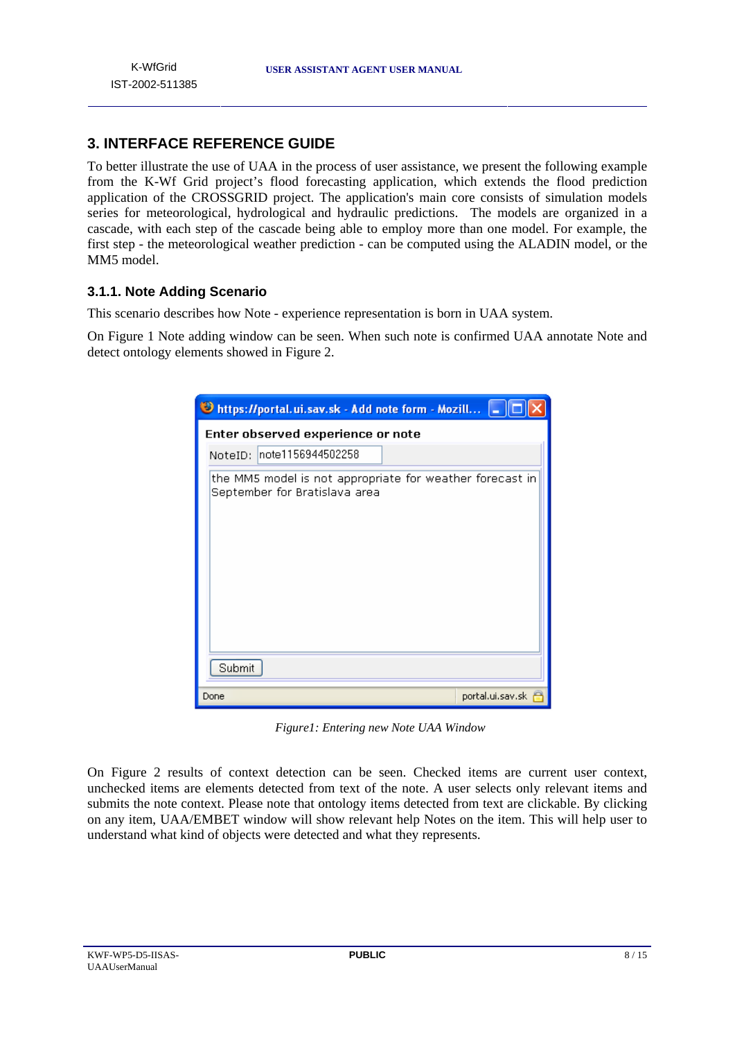## 3. INTERFACE REFERENCE GUIDE

To better illustrate the use of UAA in the process of user assistance, we present the following example from the K-Wf Grid project's flood forecasting application, which extends the flood prediction application of the CROSSGRID project. The application's main core consists of simulation models series for meteorological, hydrological and hydraulic predictions. The models are organized in a cascade, with each step of the cascade being able to employ more than one model. For example, the first step - the meteorological weather prediction - can be computed using the ALADIN model, or the MM5 model.

### 3.1.1. Note Adding Scenario

This scenario describes how Note - experience representation is born in UAA system.

On Figure 1 Note adding window can be seen. When such note is confirmed UAA annotate Note and detect ontology elements showed in Figure 2.

*Figure1: Entering new Note UAA Window*

On Figure 2 results of context detection can be seen. Checked items are current user context, unchecked items are elements detected from text of the note. A user selects only relevant items and submits the note context. Please note that ontology items detected from text are clickable. By clicking on any item, UAA/EMBET window will show relevant help Notes on the item. This will help user to understand what kind of objects were detected and what they represents.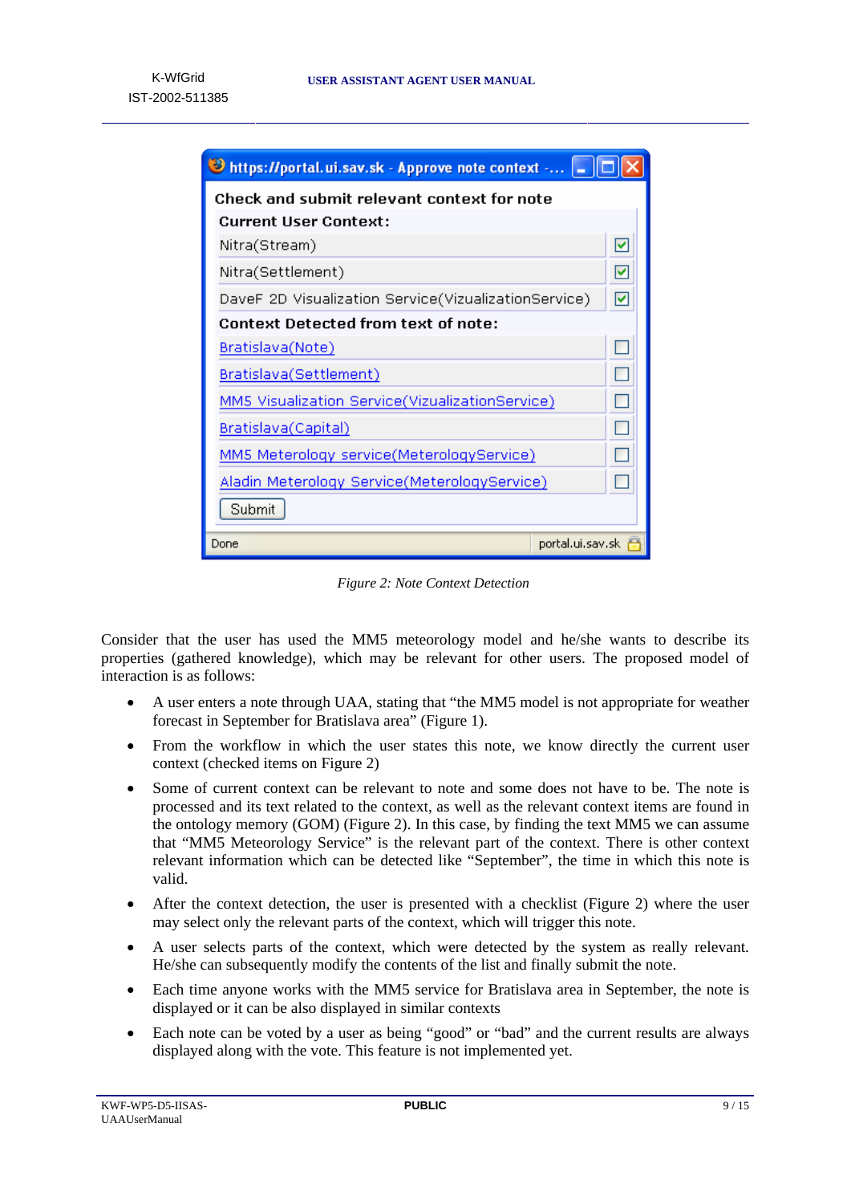| Check and submit relevant context for note | |
|---|---|
| **Current User Context:** | |
| Nitra(Stream) | ☑ |
| Nitra(Settlement) | ☑ |
| DaveF 2D Visualization Service(VizualizationService) | ☑ |
| **Context Detected from text of note:** | |
| Bratislava(Note) | ☐ |
| Bratislava(Settlement) | ☐ |
| MM5 Vizualization Service(VizualizationService) | ☐ |
| Bratislava(Capital) | ☐ |
| MM5 Meterology service(MeterologyService) | ☐ |
| Aladin Meterology Service(MeterologyService) | ☐ |
| Submit | |

*Figure 2: Note Context Detection*

Consider that the user has used the MM5 meteorology model and he/she wants to describe its properties (gathered knowledge), which may be relevant for other users. The proposed model of interaction is as follows:

- A user enters a note through UAA, stating that "the MM5 model is not appropriate for weather forecast in September for Bratislava area" (Figure 1).
- From the workflow in which the user states this note, we know directly the current user context (checked items on Figure 2)
- Some of current context can be relevant to note and some does not have to be. The note is processed and its text related to the context, as well as the relevant context items are found in the ontology memory (GOM) (Figure 2). In this case, by finding the text MM5 we can assume that "MM5 Meteorology Service" is the relevant part of the context. There is other context relevant information which can be detected like "September", the time in which this note is valid.
- After the context detection, the user is presented with a checklist (Figure 2) where the user may select only the relevant parts of the context, which will trigger this note.
- A user selects parts of the context, which were detected by the system as really relevant. He/she can subsequently modify the contents of the list and finally submit the note.
- Each time anyone works with the MM5 service for Bratislava area in September, the note is displayed or it can be also displayed in similar contexts
- Each note can be voted by a user as being "good" or "bad" and the current results are always displayed along with the vote. This feature is not implemented yet.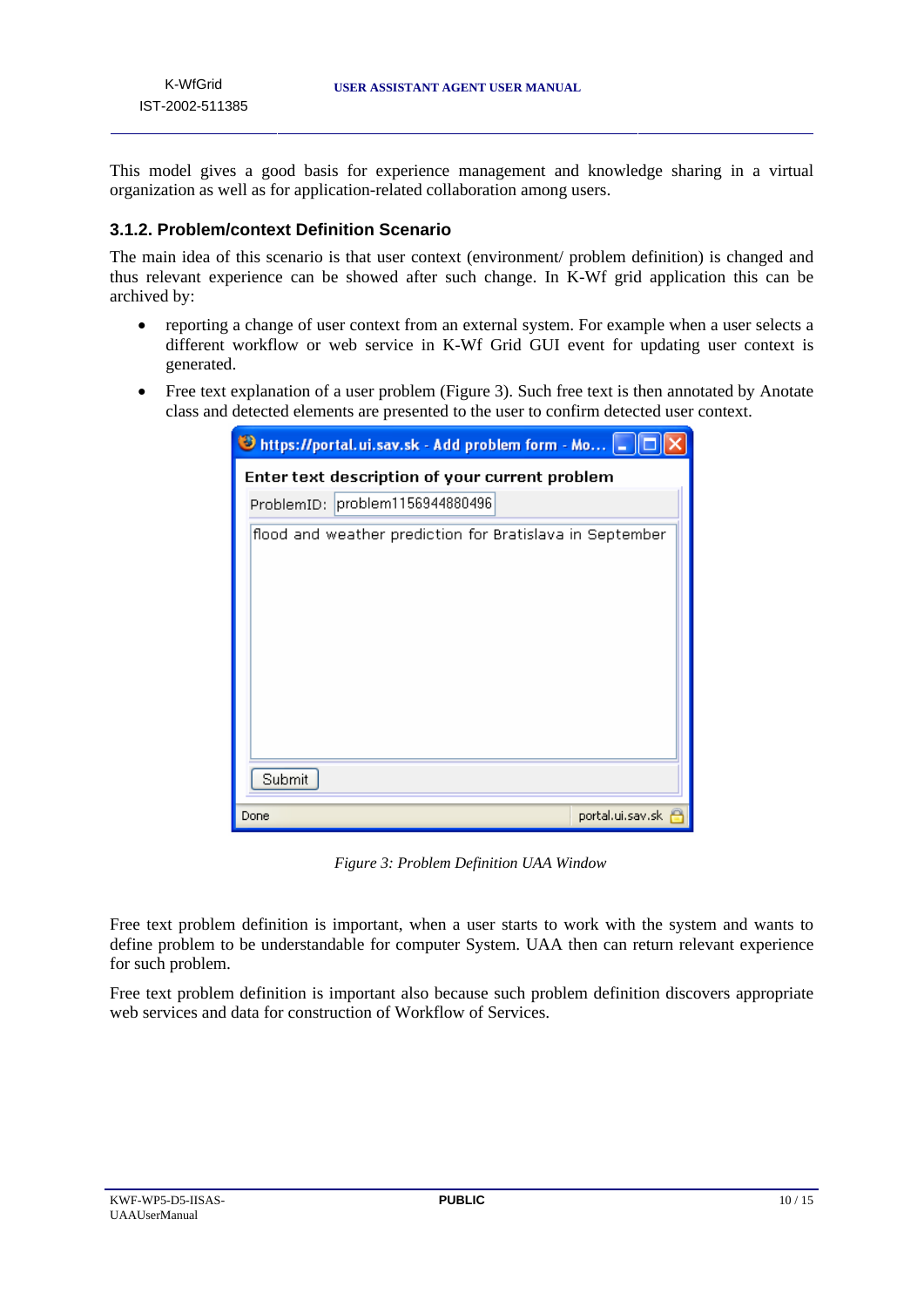This model gives a good basis for experience management and knowledge sharing in a virtual organization as well as for application-related collaboration among users.

### 3.1.2. Problem/context Definition Scenario

The main idea of this scenario is that user context (environment/ problem definition) is changed and thus relevant experience can be showed after such change. In K-Wf grid application this can be archived by:

- reporting a change of user context from an external system. For example when a user selects a different workflow or web service in K-Wf Grid GUI event for updating user context is generated.
- Free text explanation of a user problem (Figure 3). Such free text is then annotated by Anotate class and detected elements are presented to the user to confirm detected user context.

*Figure 3: Problem Definition UAA Window*

Free text problem definition is important, when a user starts to work with the system and wants to define problem to be understandable for computer System. UAA then can return relevant experience for such problem.

Free text problem definition is important also because such problem definition discovers appropriate web services and data for construction of Workflow of Services.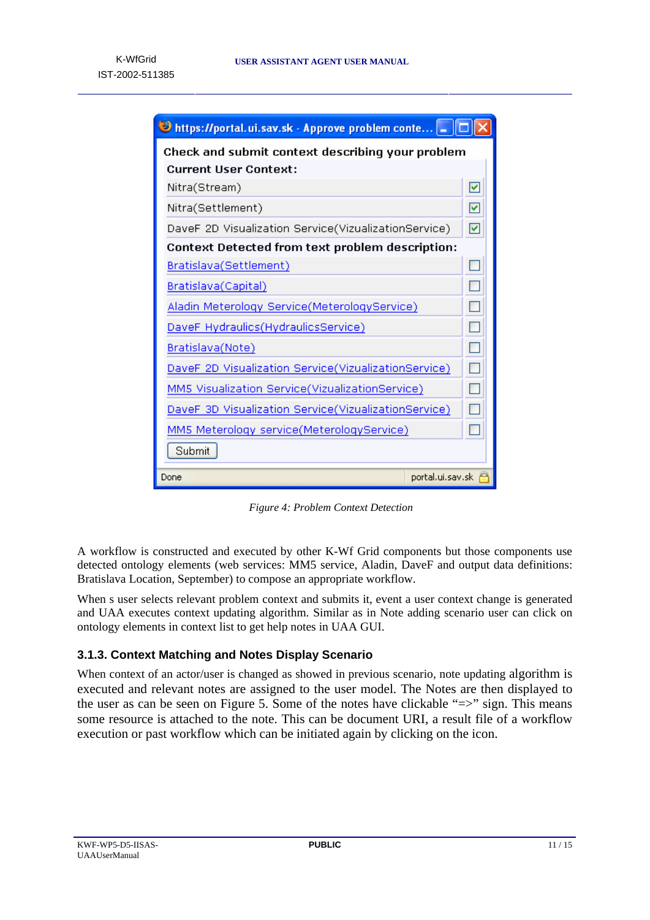*Figure 4: Problem Context Detection*

A workflow is constructed and executed by other K-Wf Grid components but those components use detected ontology elements (web services: MM5 service, Aladin, DaveF and output data definitions: Bratislava Location, September) to compose an appropriate workflow.

When s user selects relevant problem context and submits it, event a user context change is generated and UAA executes context updating algorithm. Similar as in Note adding scenario user can click on ontology elements in context list to get help notes in UAA GUI.

### 3.1.3. Context Matching and Notes Display Scenario

When context of an actor/user is changed as showed in previous scenario, note updating algorithm is executed and relevant notes are assigned to the user model. The Notes are then displayed to the user as can be seen on Figure 5. Some of the notes have clickable "=>" sign. This means some resource is attached to the note. This can be document URI, a result file of a workflow execution or past workflow which can be initiated again by clicking on the icon.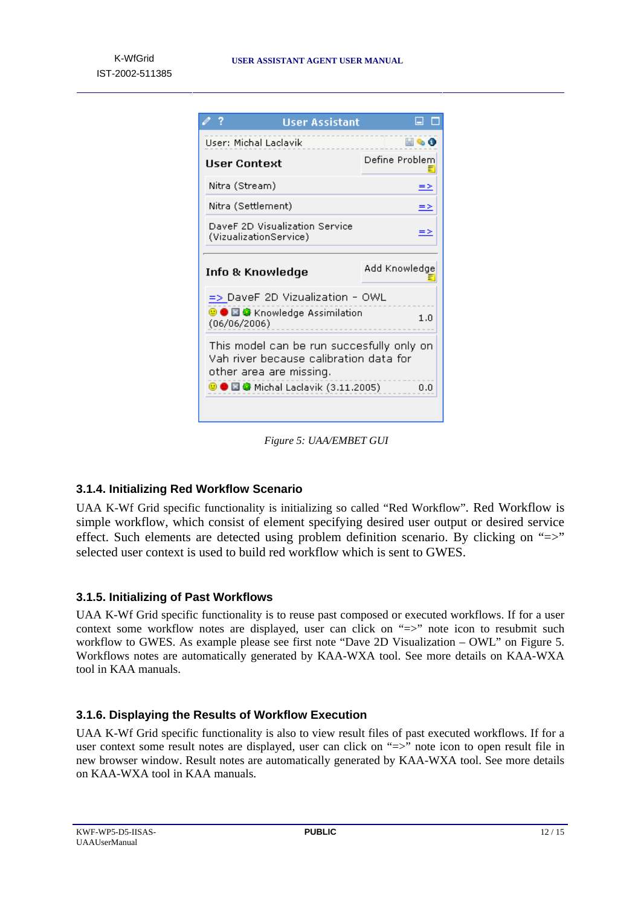User Assistant

User: Michal Laclavik

**User Context** — Define Problem

Nitra (Stream) =>

Nitra (Settlement) =>

DaveF 2D Visualization Service (VizualizationService) =>

**Info & Knowledge** — Add Knowledge

=> DaveF 2D Vizualization - OWL

Knowledge Assimilation (06/06/2006) 1.0

This model can be run succesfully only on Vah river because calibration data for other area are missing.

Michal Laclavik (3.11.2005) 0.0

*Figure 5: UAA/EMBET GUI*

### 3.1.4. Initializing Red Workflow Scenario

UAA K-Wf Grid specific functionality is initializing so called “Red Workflow”. Red Workflow is simple workflow, which consist of element specifying desired user output or desired service effect. Such elements are detected using problem definition scenario. By clicking on “=>” selected user context is used to build red workflow which is sent to GWES.

### 3.1.5. Initializing of Past Workflows

UAA K-Wf Grid specific functionality is to reuse past composed or executed workflows. If for a user context some workflow notes are displayed, user can click on “=>” note icon to resubmit such workflow to GWES. As example please see first note “Dave 2D Visualization – OWL” on Figure 5. Workflows notes are automatically generated by KAA-WXA tool. See more details on KAA-WXA tool in KAA manuals.

### 3.1.6. Displaying the Results of Workflow Execution

UAA K-Wf Grid specific functionality is also to view result files of past executed workflows. If for a user context some result notes are displayed, user can click on “=>” note icon to open result file in new browser window. Result notes are automatically generated by KAA-WXA tool. See more details on KAA-WXA tool in KAA manuals.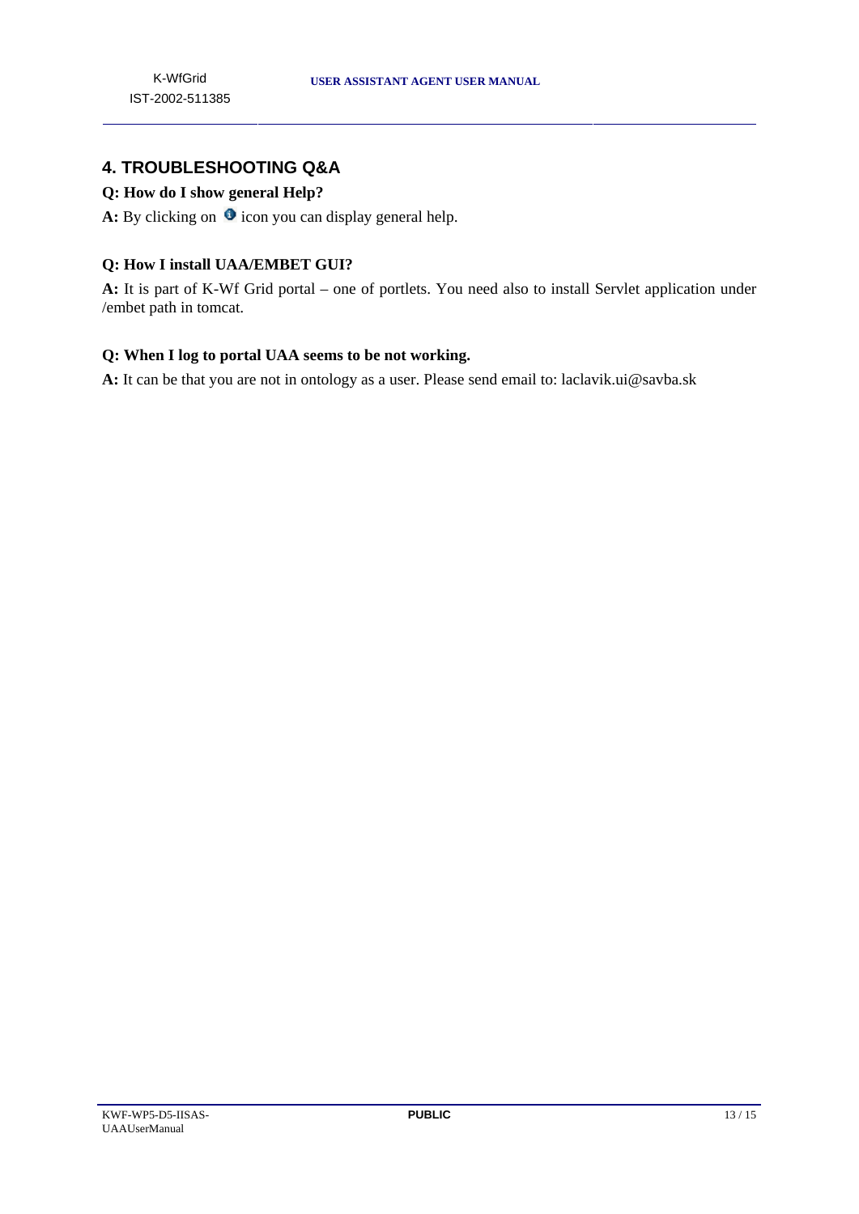## 4. TROUBLESHOOTING Q&A

**Q: How do I show general Help?**

**A:** By clicking on icon you can display general help.

**Q: How I install UAA/EMBET GUI?**

**A:** It is part of K-Wf Grid portal – one of portlets. You need also to install Servlet application under /embet path in tomcat.

**Q: When I log to portal UAA seems to be not working.**

**A:** It can be that you are not in ontology as a user. Please send email to: laclavik.ui@savba.sk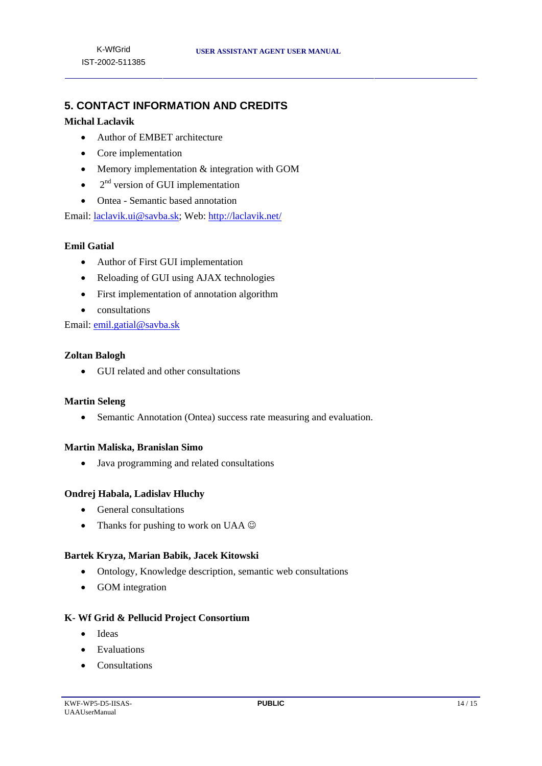## 5. CONTACT INFORMATION AND CREDITS

**Michal Laclavik**

- Author of EMBET architecture
- Core implementation
- Memory implementation & integration with GOM
- 2nd version of GUI implementation
- Ontea - Semantic based annotation

Email: laclavik.ui@savba.sk; Web: http://laclavik.net/

**Emil Gatial**

- Author of First GUI implementation
- Reloading of GUI using AJAX technologies
- First implementation of annotation algorithm
- consultations

Email: emil.gatial@savba.sk

**Zoltan Balogh**

- GUI related and other consultations

**Martin Seleng**

- Semantic Annotation (Ontea) success rate measuring and evaluation.

**Martin Maliska, Branislan Simo**

- Java programming and related consultations

**Ondrej Habala, Ladislav Hluchy**

- General consultations
- Thanks for pushing to work on UAA ☺

**Bartek Kryza, Marian Babik, Jacek Kitowski**

- Ontology, Knowledge description, semantic web consultations
- GOM integration

**K- Wf Grid & Pellucid Project Consortium**

- Ideas
- Evaluations
- Consultations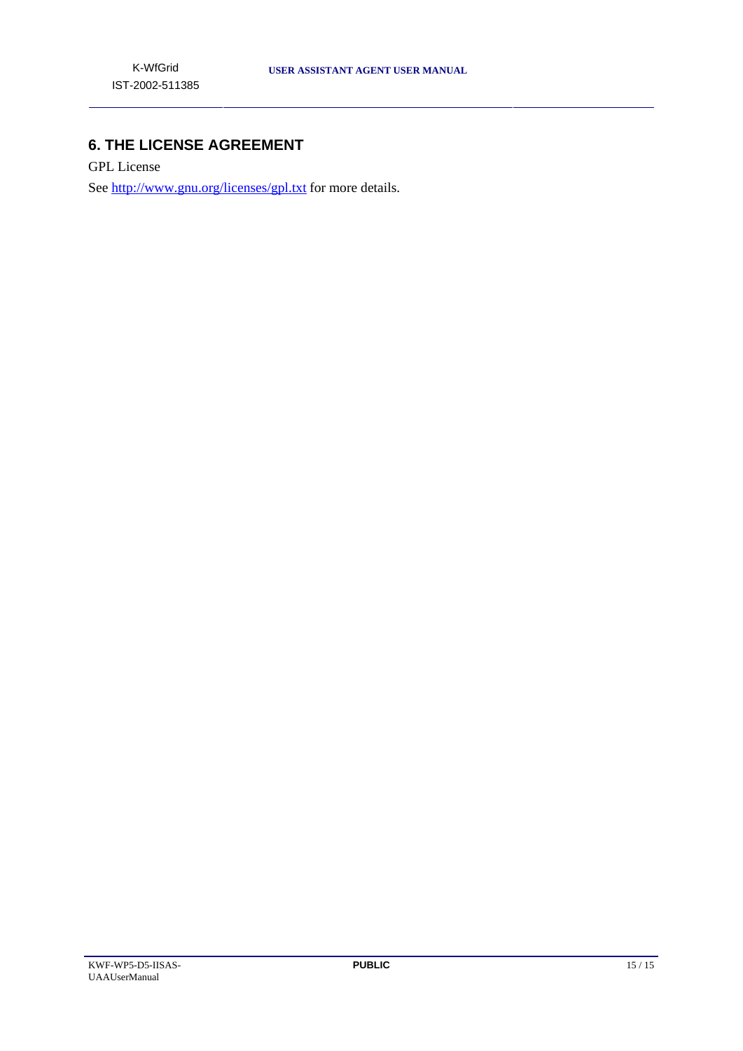## 6. THE LICENSE AGREEMENT

GPL License

See http://www.gnu.org/licenses/gpl.txt for more details.